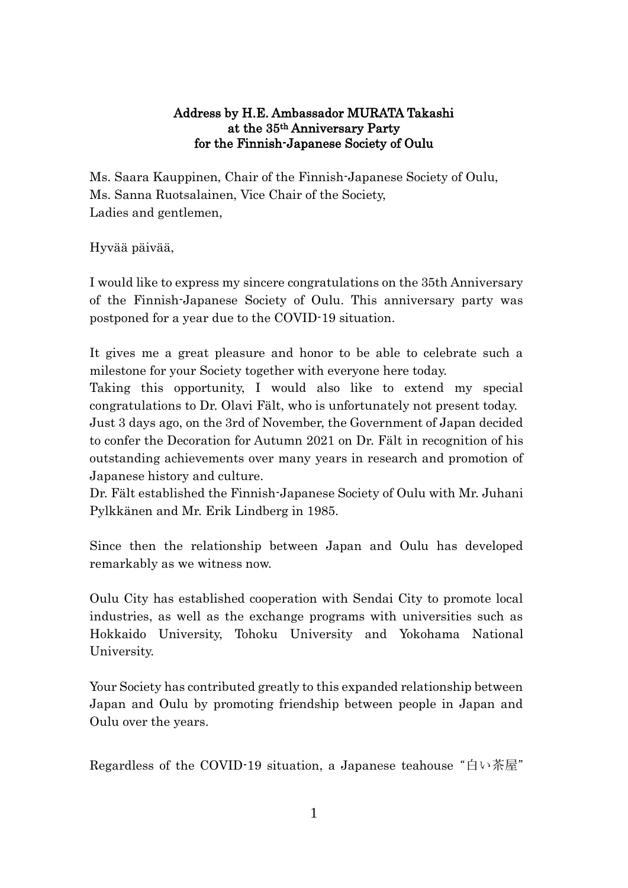**Address by H.E. Ambassador MURATA Takashi at the 35th Anniversary Party for the Finnish-Japanese Society of Oulu**

Ms. Saara Kauppinen, Chair of the Finnish-Japanese Society of Oulu,
Ms. Sanna Ruotsalainen, Vice Chair of the Society,
Ladies and gentlemen,

Hyvää päivää,

I would like to express my sincere congratulations on the 35th Anniversary of the Finnish-Japanese Society of Oulu. This anniversary party was postponed for a year due to the COVID-19 situation.

It gives me a great pleasure and honor to be able to celebrate such a milestone for your Society together with everyone here today.
Taking this opportunity, I would also like to extend my special congratulations to Dr. Olavi Fält, who is unfortunately not present today.
Just 3 days ago, on the 3rd of November, the Government of Japan decided to confer the Decoration for Autumn 2021 on Dr. Fält in recognition of his outstanding achievements over many years in research and promotion of Japanese history and culture.
Dr. Fält established the Finnish-Japanese Society of Oulu with Mr. Juhani Pylkkänen and Mr. Erik Lindberg in 1985.

Since then the relationship between Japan and Oulu has developed remarkably as we witness now.

Oulu City has established cooperation with Sendai City to promote local industries, as well as the exchange programs with universities such as Hokkaido University, Tohoku University and Yokohama National University.

Your Society has contributed greatly to this expanded relationship between Japan and Oulu by promoting friendship between people in Japan and Oulu over the years.

Regardless of the COVID-19 situation, a Japanese teahouse "白い茶屋"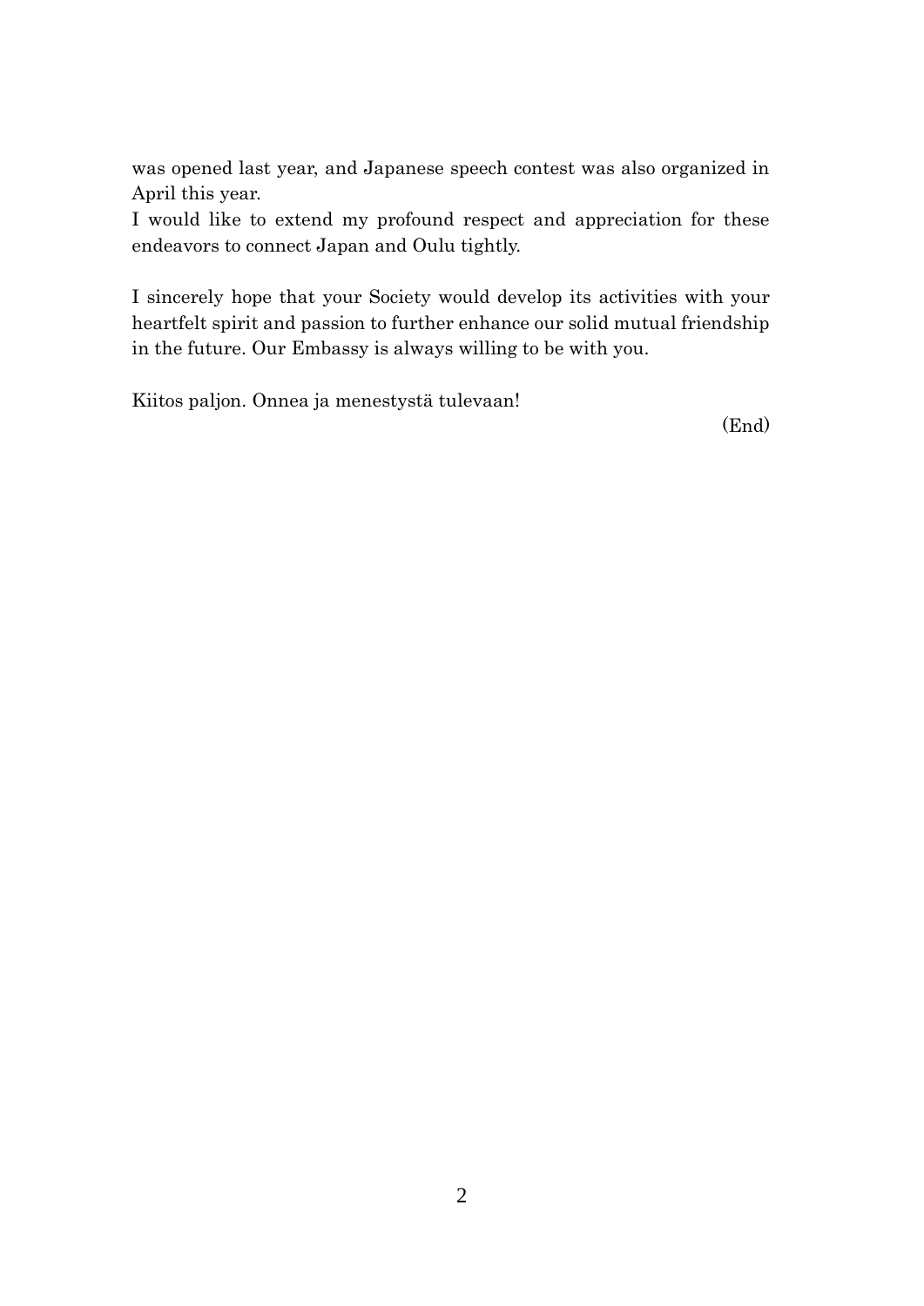was opened last year, and Japanese speech contest was also organized in April this year.
I would like to extend my profound respect and appreciation for these endeavors to connect Japan and Oulu tightly.

I sincerely hope that your Society would develop its activities with your heartfelt spirit and passion to further enhance our solid mutual friendship in the future. Our Embassy is always willing to be with you.

Kiitos paljon. Onnea ja menestystä tulevaan!

(End)